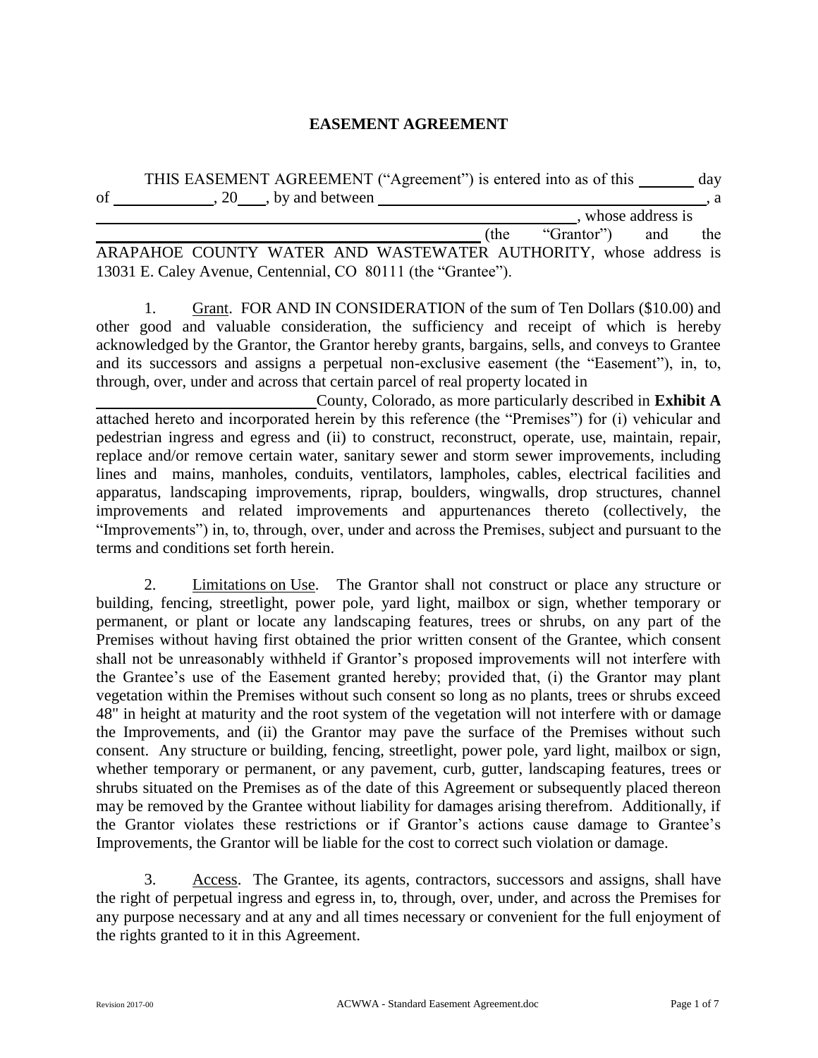# EASEMENT AGREEMENT

THIS EASEMENT AGREEMENT ("Agreement") is entered into as of this _______ day of _____________, 20___, by and between ___________________________________________, a ___________________________________________, whose address is ___________________________________________ (the "Grantor") and the ARAPAHOE COUNTY WATER AND WASTEWATER AUTHORITY, whose address is 13031 E. Caley Avenue, Centennial, CO 80111 (the "Grantee").

1. Grant. FOR AND IN CONSIDERATION of the sum of Ten Dollars ($10.00) and other good and valuable consideration, the sufficiency and receipt of which is hereby acknowledged by the Grantor, the Grantor hereby grants, bargains, sells, and conveys to Grantee and its successors and assigns a perpetual non-exclusive easement (the "Easement"), in, to, through, over, under and across that certain parcel of real property located in ____________________________ County, Colorado, as more particularly described in **Exhibit A** attached hereto and incorporated herein by this reference (the "Premises") for (i) vehicular and pedestrian ingress and egress and (ii) to construct, reconstruct, operate, use, maintain, repair, replace and/or remove certain water, sanitary sewer and storm sewer improvements, including lines and mains, manholes, conduits, ventilators, lampholes, cables, electrical facilities and apparatus, landscaping improvements, riprap, boulders, wingwalls, drop structures, channel improvements and related improvements and appurtenances thereto (collectively, the "Improvements") in, to, through, over, under and across the Premises, subject and pursuant to the terms and conditions set forth herein.

2. Limitations on Use. The Grantor shall not construct or place any structure or building, fencing, streetlight, power pole, yard light, mailbox or sign, whether temporary or permanent, or plant or locate any landscaping features, trees or shrubs, on any part of the Premises without having first obtained the prior written consent of the Grantee, which consent shall not be unreasonably withheld if Grantor's proposed improvements will not interfere with the Grantee's use of the Easement granted hereby; provided that, (i) the Grantor may plant vegetation within the Premises without such consent so long as no plants, trees or shrubs exceed 48" in height at maturity and the root system of the vegetation will not interfere with or damage the Improvements, and (ii) the Grantor may pave the surface of the Premises without such consent. Any structure or building, fencing, streetlight, power pole, yard light, mailbox or sign, whether temporary or permanent, or any pavement, curb, gutter, landscaping features, trees or shrubs situated on the Premises as of the date of this Agreement or subsequently placed thereon may be removed by the Grantee without liability for damages arising therefrom. Additionally, if the Grantor violates these restrictions or if Grantor's actions cause damage to Grantee's Improvements, the Grantor will be liable for the cost to correct such violation or damage.

3. Access. The Grantee, its agents, contractors, successors and assigns, shall have the right of perpetual ingress and egress in, to, through, over, under, and across the Premises for any purpose necessary and at any and all times necessary or convenient for the full enjoyment of the rights granted to it in this Agreement.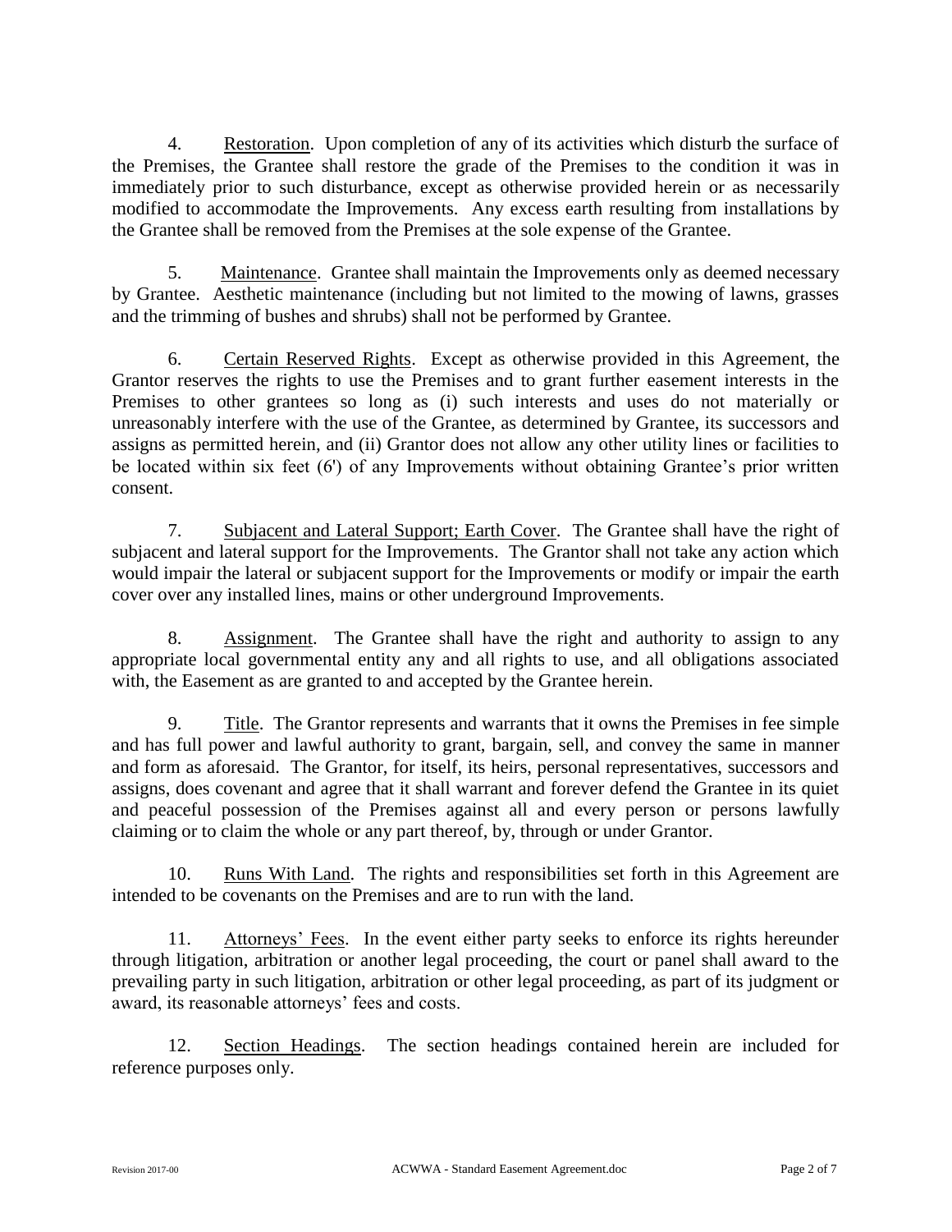4. Restoration. Upon completion of any of its activities which disturb the surface of the Premises, the Grantee shall restore the grade of the Premises to the condition it was in immediately prior to such disturbance, except as otherwise provided herein or as necessarily modified to accommodate the Improvements. Any excess earth resulting from installations by the Grantee shall be removed from the Premises at the sole expense of the Grantee.

5. Maintenance. Grantee shall maintain the Improvements only as deemed necessary by Grantee. Aesthetic maintenance (including but not limited to the mowing of lawns, grasses and the trimming of bushes and shrubs) shall not be performed by Grantee.

6. Certain Reserved Rights. Except as otherwise provided in this Agreement, the Grantor reserves the rights to use the Premises and to grant further easement interests in the Premises to other grantees so long as (i) such interests and uses do not materially or unreasonably interfere with the use of the Grantee, as determined by Grantee, its successors and assigns as permitted herein, and (ii) Grantor does not allow any other utility lines or facilities to be located within six feet (6') of any Improvements without obtaining Grantee's prior written consent.

7. Subjacent and Lateral Support; Earth Cover. The Grantee shall have the right of subjacent and lateral support for the Improvements. The Grantor shall not take any action which would impair the lateral or subjacent support for the Improvements or modify or impair the earth cover over any installed lines, mains or other underground Improvements.

8. Assignment. The Grantee shall have the right and authority to assign to any appropriate local governmental entity any and all rights to use, and all obligations associated with, the Easement as are granted to and accepted by the Grantee herein.

9. Title. The Grantor represents and warrants that it owns the Premises in fee simple and has full power and lawful authority to grant, bargain, sell, and convey the same in manner and form as aforesaid. The Grantor, for itself, its heirs, personal representatives, successors and assigns, does covenant and agree that it shall warrant and forever defend the Grantee in its quiet and peaceful possession of the Premises against all and every person or persons lawfully claiming or to claim the whole or any part thereof, by, through or under Grantor.

10. Runs With Land. The rights and responsibilities set forth in this Agreement are intended to be covenants on the Premises and are to run with the land.

11. Attorneys' Fees. In the event either party seeks to enforce its rights hereunder through litigation, arbitration or another legal proceeding, the court or panel shall award to the prevailing party in such litigation, arbitration or other legal proceeding, as part of its judgment or award, its reasonable attorneys' fees and costs.

12. Section Headings. The section headings contained herein are included for reference purposes only.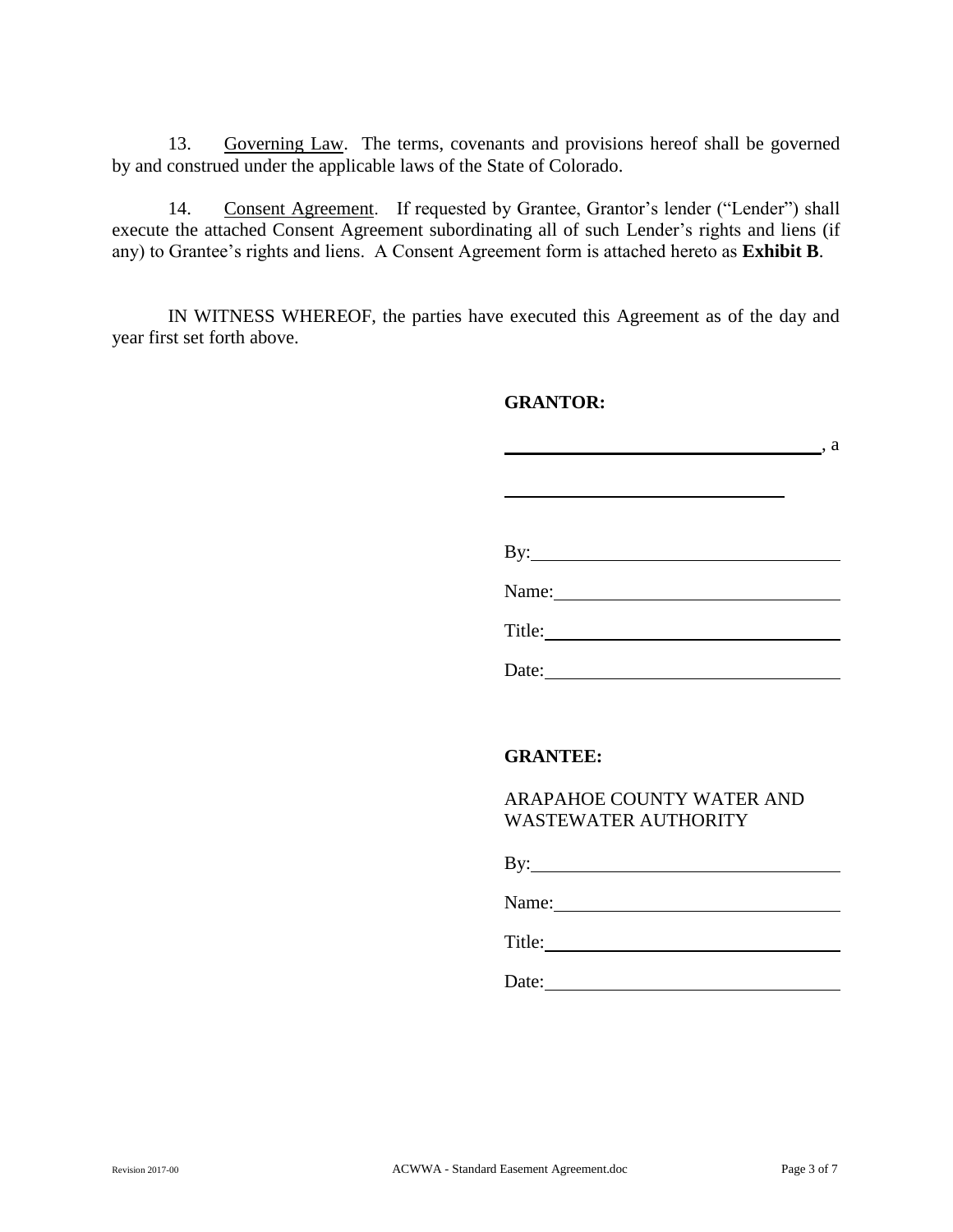13. Governing Law. The terms, covenants and provisions hereof shall be governed by and construed under the applicable laws of the State of Colorado.

14. Consent Agreement. If requested by Grantee, Grantor's lender ("Lender") shall execute the attached Consent Agreement subordinating all of such Lender's rights and liens (if any) to Grantee's rights and liens. A Consent Agreement form is attached hereto as **Exhibit B**.

IN WITNESS WHEREOF, the parties have executed this Agreement as of the day and year first set forth above.

**GRANTOR:**

______________________________, a

______________________________

By: ______________________________

Name: ______________________________

Title: ______________________________

Date: ______________________________

**GRANTEE:**

ARAPAHOE COUNTY WATER AND WASTEWATER AUTHORITY

By: ______________________________

Name: ______________________________

Title: ______________________________

Date: ______________________________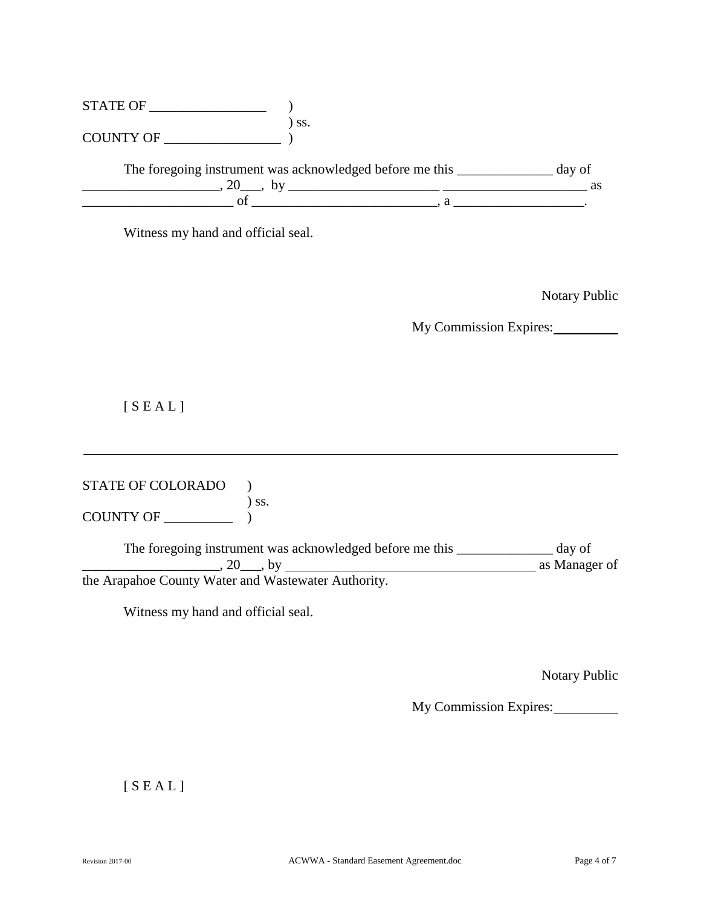STATE OF _________________ )
) ss.
COUNTY OF _________________ )

The foregoing instrument was acknowledged before me this ______________ day of ___________________, 20___, by _____________________ _____________________ as _____________________ of ___________________________, a ___________________.

Witness my hand and official seal.

Notary Public

My Commission Expires: __________

[ S E A L ]

---

STATE OF COLORADO )
) ss.
COUNTY OF __________ )

The foregoing instrument was acknowledged before me this ______________ day of ____________________, 20___, by _____________________________________ as Manager of the Arapahoe County Water and Wastewater Authority.

Witness my hand and official seal.

Notary Public

My Commission Expires: __________

[ S E A L ]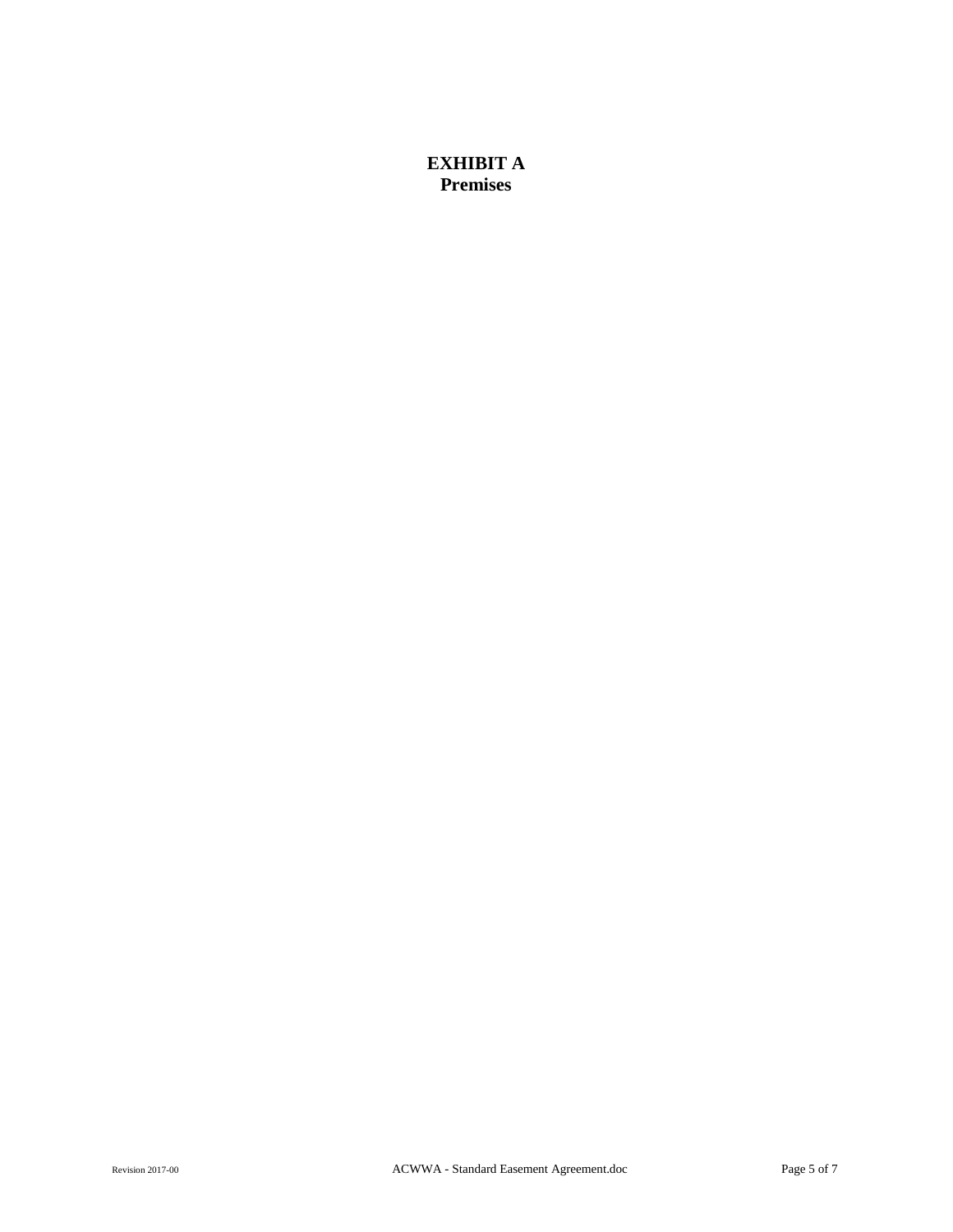# EXHIBIT A
## Premises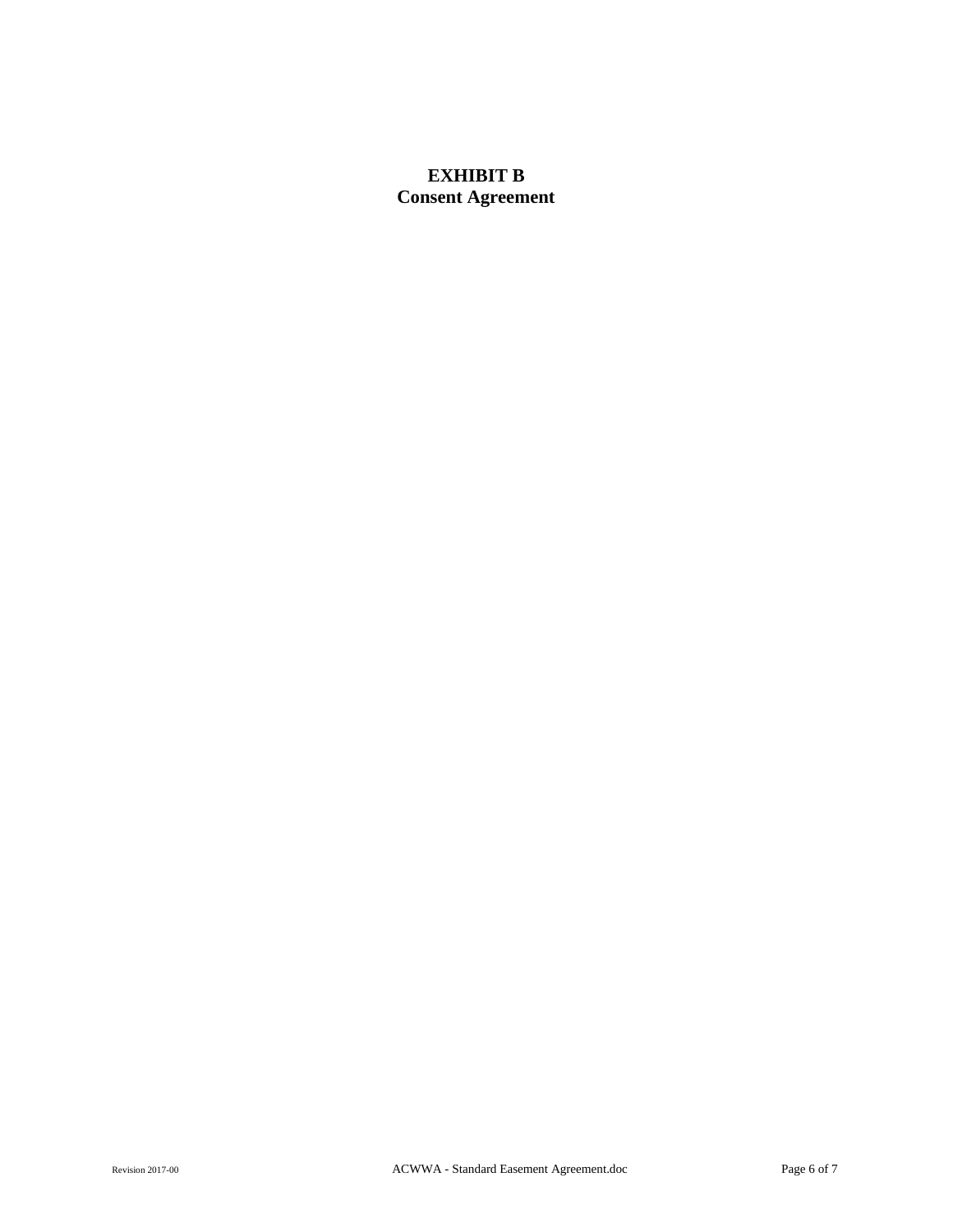# EXHIBIT B
## Consent Agreement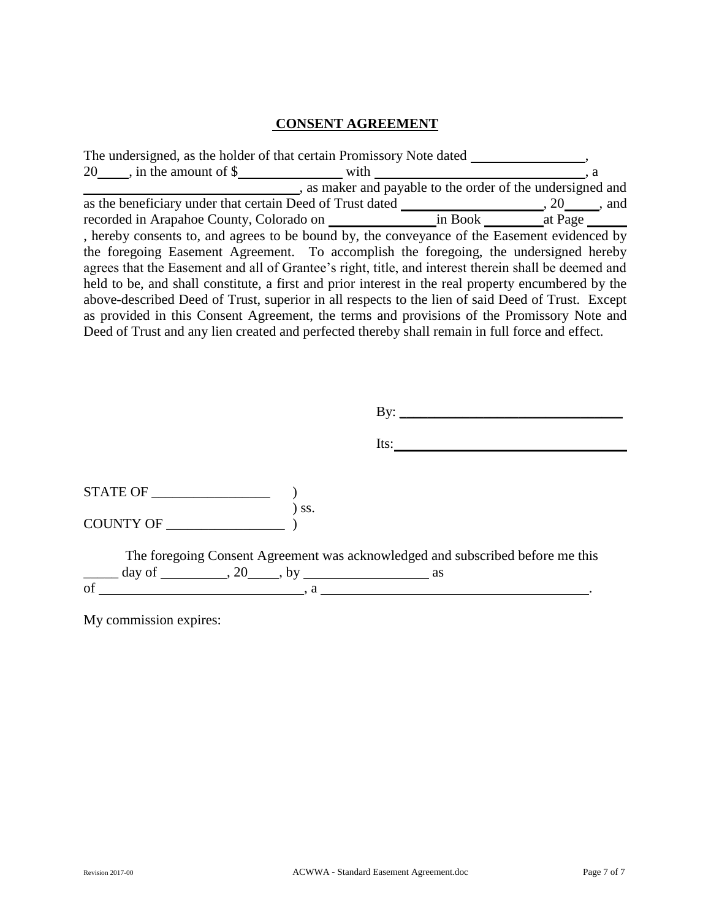## CONSENT AGREEMENT

The undersigned, as the holder of that certain Promissory Note dated ________________, 20_____, in the amount of $_______________ with ______________________________, a ______________________________, as maker and payable to the order of the undersigned and as the beneficiary under that certain Deed of Trust dated ____________________, 20_____, and recorded in Arapahoe County, Colorado on ________________ in Book _________ at Page ______, hereby consents to, and agrees to be bound by, the conveyance of the Easement evidenced by the foregoing Easement Agreement. To accomplish the foregoing, the undersigned hereby agrees that the Easement and all of Grantee's right, title, and interest therein shall be deemed and held to be, and shall constitute, a first and prior interest in the real property encumbered by the above-described Deed of Trust, superior in all respects to the lien of said Deed of Trust. Except as provided in this Consent Agreement, the terms and provisions of the Promissory Note and Deed of Trust and any lien created and perfected thereby shall remain in full force and effect.

By: ________________________________

Its: ________________________________

STATE OF _________________ )
) ss.
COUNTY OF _________________ )

The foregoing Consent Agreement was acknowledged and subscribed before me this _____ day of __________, 20_____, by __________________ as of ______________________________, a ________________________________________.

My commission expires: